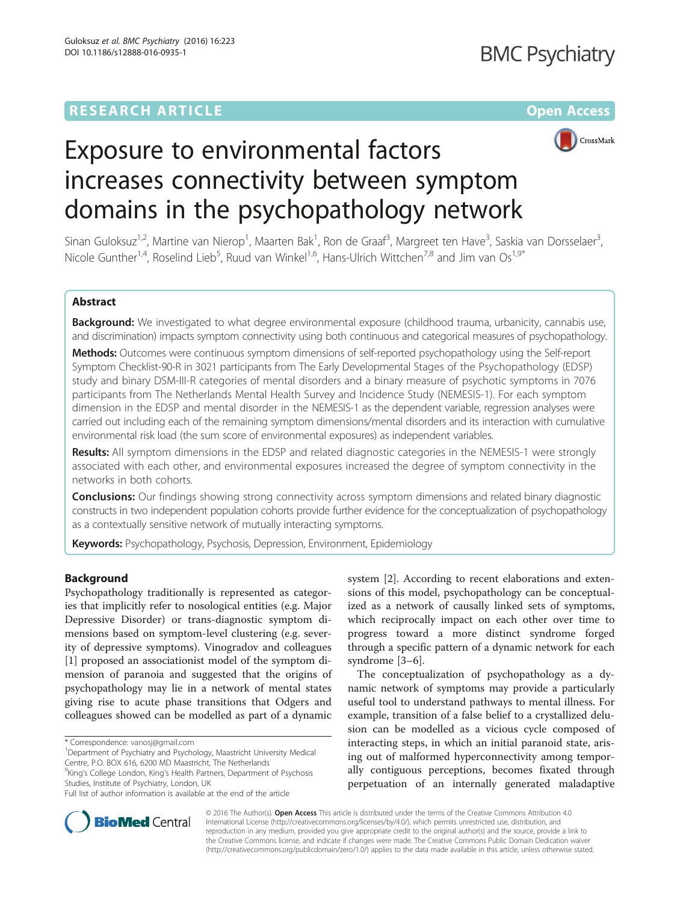RESEARCH ARTICLE

Open Access

# Exposure to environmental factors increases connectivity between symptom domains in the psychopathology network

Sinan Guloksuz[1,2], Martine van Nierop[1], Maarten Bak[1], Ron de Graaf[3], Margreet ten Have[3], Saskia van Dorsselaer[3], Nicole Gunther[1,4], Roselind Lieb[5], Ruud van Winkel[1,6], Hans-Ulrich Wittchen[7,8] and Jim van Os[1,9*]

## Abstract

**Background:** We investigated to what degree environmental exposure (childhood trauma, urbanicity, cannabis use, and discrimination) impacts symptom connectivity using both continuous and categorical measures of psychopathology.

**Methods:** Outcomes were continuous symptom dimensions of self-reported psychopathology using the Self-report Symptom Checklist-90-R in 3021 participants from The Early Developmental Stages of the Psychopathology (EDSP) study and binary DSM-III-R categories of mental disorders and a binary measure of psychotic symptoms in 7076 participants from The Netherlands Mental Health Survey and Incidence Study (NEMESIS-1). For each symptom dimension in the EDSP and mental disorder in the NEMESIS-1 as the dependent variable, regression analyses were carried out including each of the remaining symptom dimensions/mental disorders and its interaction with cumulative environmental risk load (the sum score of environmental exposures) as independent variables.

**Results:** All symptom dimensions in the EDSP and related diagnostic categories in the NEMESIS-1 were strongly associated with each other, and environmental exposures increased the degree of symptom connectivity in the networks in both cohorts.

**Conclusions:** Our findings showing strong connectivity across symptom dimensions and related binary diagnostic constructs in two independent population cohorts provide further evidence for the conceptualization of psychopathology as a contextually sensitive network of mutually interacting symptoms.

**Keywords:** Psychopathology, Psychosis, Depression, Environment, Epidemiology

## Background

Psychopathology traditionally is represented as categories that implicitly refer to nosological entities (e.g. Major Depressive Disorder) or trans-diagnostic symptom dimensions based on symptom-level clustering (e.g. severity of depressive symptoms). Vinogradov and colleagues [1] proposed an associationist model of the symptom dimension of paranoia and suggested that the origins of psychopathology may lie in a network of mental states giving rise to acute phase transitions that Odgers and colleagues showed can be modelled as part of a dynamic system [2]. According to recent elaborations and extensions of this model, psychopathology can be conceptualized as a network of causally linked sets of symptoms, which reciprocally impact on each other over time to progress toward a more distinct syndrome forged through a specific pattern of a dynamic network for each syndrome [3–6].

The conceptualization of psychopathology as a dynamic network of symptoms may provide a particularly useful tool to understand pathways to mental illness. For example, transition of a false belief to a crystallized delusion can be modelled as a vicious cycle composed of interacting steps, in which an initial paranoid state, arising out of malformed hyperconnectivity among temporally contiguous perceptions, becomes fixated through perpetuation of an internally generated maladaptive

* Correspondence: vanosj@gmail.com
[1]Department of Psychiatry and Psychology, Maastricht University Medical Centre, P.O. BOX 616, 6200 MD Maastricht, The Netherlands
[9]King's College London, King's Health Partners, Department of Psychosis Studies, Institute of Psychiatry, London, UK
Full list of author information is available at the end of the article

© 2016 The Author(s). **Open Access** This article is distributed under the terms of the Creative Commons Attribution 4.0 International License (http://creativecommons.org/licenses/by/4.0/), which permits unrestricted use, distribution, and reproduction in any medium, provided you give appropriate credit to the original author(s) and the source, provide a link to the Creative Commons license, and indicate if changes were made. The Creative Commons Public Domain Dedication waiver (http://creativecommons.org/publicdomain/zero/1.0/) applies to the data made available in this article, unless otherwise stated.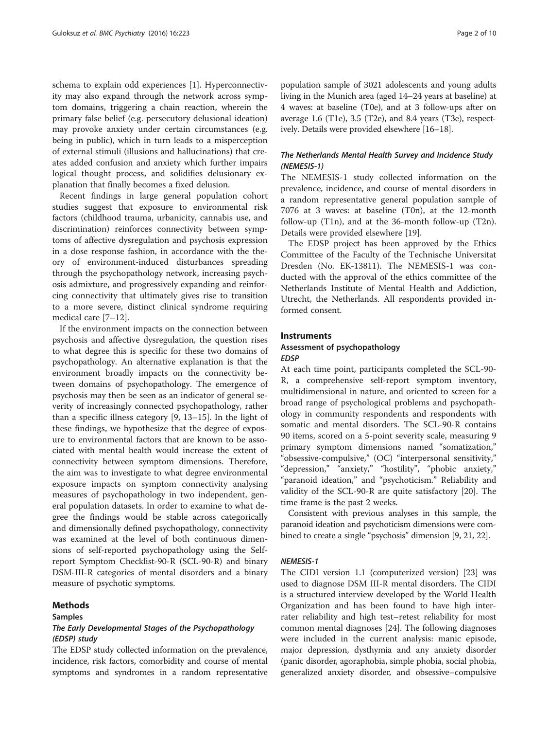schema to explain odd experiences [1]. Hyperconnectivity may also expand through the network across symptom domains, triggering a chain reaction, wherein the primary false belief (e.g. persecutory delusional ideation) may provoke anxiety under certain circumstances (e.g. being in public), which in turn leads to a misperception of external stimuli (illusions and hallucinations) that creates added confusion and anxiety which further impairs logical thought process, and solidifies delusionary explanation that finally becomes a fixed delusion.

Recent findings in large general population cohort studies suggest that exposure to environmental risk factors (childhood trauma, urbanicity, cannabis use, and discrimination) reinforces connectivity between symptoms of affective dysregulation and psychosis expression in a dose response fashion, in accordance with the theory of environment-induced disturbances spreading through the psychopathology network, increasing psychosis admixture, and progressively expanding and reinforcing connectivity that ultimately gives rise to transition to a more severe, distinct clinical syndrome requiring medical care [7–12].

If the environment impacts on the connection between psychosis and affective dysregulation, the question rises to what degree this is specific for these two domains of psychopathology. An alternative explanation is that the environment broadly impacts on the connectivity between domains of psychopathology. The emergence of psychosis may then be seen as an indicator of general severity of increasingly connected psychopathology, rather than a specific illness category [9, 13–15]. In the light of these findings, we hypothesize that the degree of exposure to environmental factors that are known to be associated with mental health would increase the extent of connectivity between symptom dimensions. Therefore, the aim was to investigate to what degree environmental exposure impacts on symptom connectivity analysing measures of psychopathology in two independent, general population datasets. In order to examine to what degree the findings would be stable across categorically and dimensionally defined psychopathology, connectivity was examined at the level of both continuous dimensions of self-reported psychopathology using the Self-report Symptom Checklist-90-R (SCL-90-R) and binary DSM-III-R categories of mental disorders and a binary measure of psychotic symptoms.

## Methods

### Samples

#### *The Early Developmental Stages of the Psychopathology (EDSP) study*

The EDSP study collected information on the prevalence, incidence, risk factors, comorbidity and course of mental symptoms and syndromes in a random representative population sample of 3021 adolescents and young adults living in the Munich area (aged 14–24 years at baseline) at 4 waves: at baseline (T0e), and at 3 follow-ups after on average 1.6 (T1e), 3.5 (T2e), and 8.4 years (T3e), respectively. Details were provided elsewhere [16–18].

#### *The Netherlands Mental Health Survey and Incidence Study (NEMESIS-1)*

The NEMESIS-1 study collected information on the prevalence, incidence, and course of mental disorders in a random representative general population sample of 7076 at 3 waves: at baseline (T0n), at the 12-month follow-up (T1n), and at the 36-month follow-up (T2n). Details were provided elsewhere [19].

The EDSP project has been approved by the Ethics Committee of the Faculty of the Technische Universitat Dresden (No. EK-13811). The NEMESIS-1 was conducted with the approval of the ethics committee of the Netherlands Institute of Mental Health and Addiction, Utrecht, the Netherlands. All respondents provided informed consent.

### Instruments

#### Assessment of psychopathology

##### *EDSP*

At each time point, participants completed the SCL-90-R, a comprehensive self-report symptom inventory, multidimensional in nature, and oriented to screen for a broad range of psychological problems and psychopathology in community respondents and respondents with somatic and mental disorders. The SCL-90-R contains 90 items, scored on a 5-point severity scale, measuring 9 primary symptom dimensions named "somatization," "obsessive-compulsive," (OC) "interpersonal sensitivity," "depression," "anxiety," "hostility", "phobic anxiety," "paranoid ideation," and "psychoticism." Reliability and validity of the SCL-90-R are quite satisfactory [20]. The time frame is the past 2 weeks.

Consistent with previous analyses in this sample, the paranoid ideation and psychoticism dimensions were combined to create a single "psychosis" dimension [9, 21, 22].

##### *NEMESIS-1*

The CIDI version 1.1 (computerized version) [23] was used to diagnose DSM III-R mental disorders. The CIDI is a structured interview developed by the World Health Organization and has been found to have high inter-rater reliability and high test–retest reliability for most common mental diagnoses [24]. The following diagnoses were included in the current analysis: manic episode, major depression, dysthymia and any anxiety disorder (panic disorder, agoraphobia, simple phobia, social phobia, generalized anxiety disorder, and obsessive–compulsive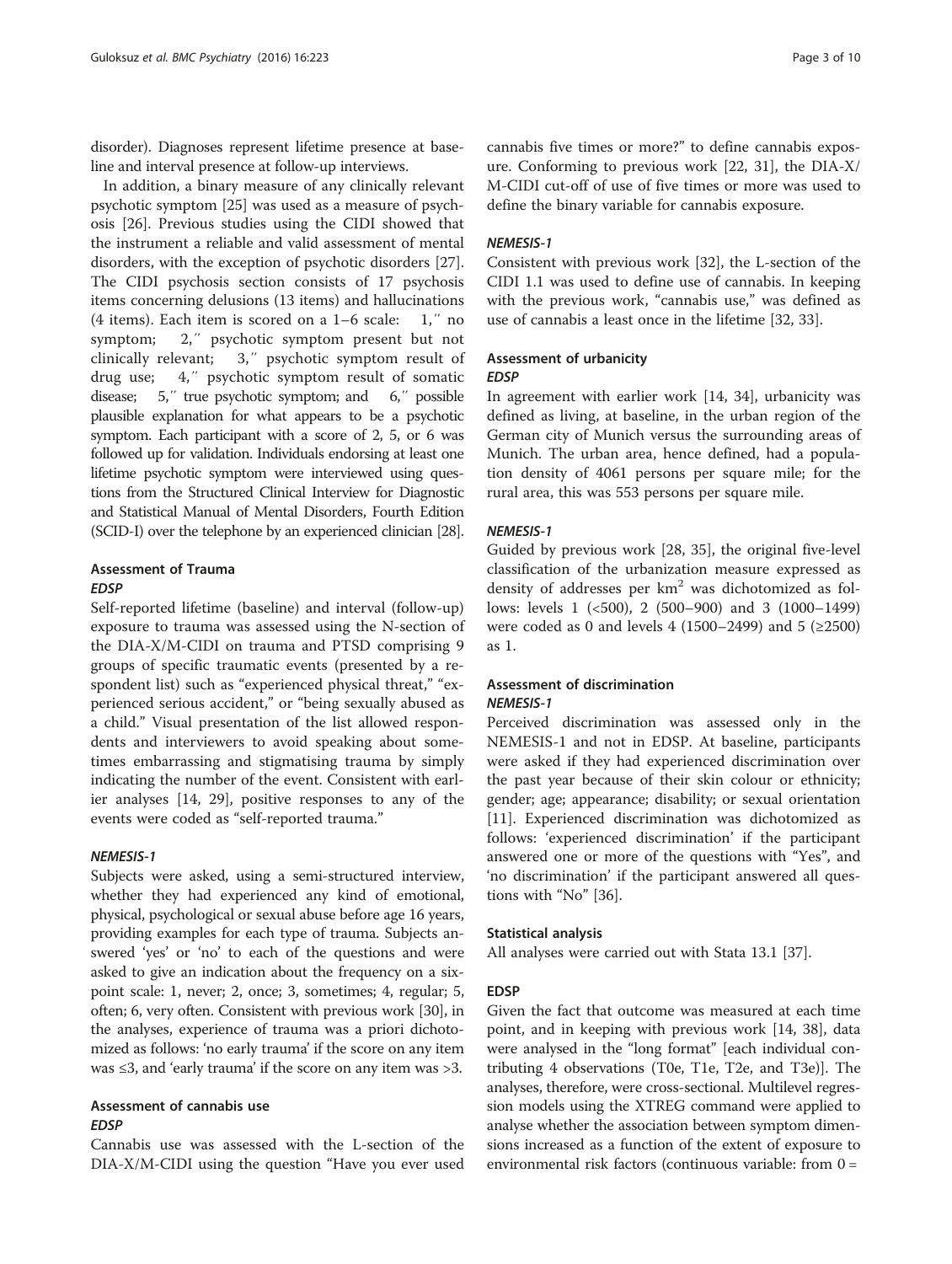disorder). Diagnoses represent lifetime presence at baseline and interval presence at follow-up interviews.

In addition, a binary measure of any clinically relevant psychotic symptom [25] was used as a measure of psychosis [26]. Previous studies using the CIDI showed that the instrument a reliable and valid assessment of mental disorders, with the exception of psychotic disorders [27]. The CIDI psychosis section consists of 17 psychosis items concerning delusions (13 items) and hallucinations (4 items). Each item is scored on a 1–6 scale: 1," no symptom; 2," psychotic symptom present but not clinically relevant; 3," psychotic symptom result of drug use; 4," psychotic symptom result of somatic disease; 5," true psychotic symptom; and 6," possible plausible explanation for what appears to be a psychotic symptom. Each participant with a score of 2, 5, or 6 was followed up for validation. Individuals endorsing at least one lifetime psychotic symptom were interviewed using questions from the Structured Clinical Interview for Diagnostic and Statistical Manual of Mental Disorders, Fourth Edition (SCID-I) over the telephone by an experienced clinician [28].

### Assessment of Trauma

#### *EDSP*

Self-reported lifetime (baseline) and interval (follow-up) exposure to trauma was assessed using the N-section of the DIA-X/M-CIDI on trauma and PTSD comprising 9 groups of specific traumatic events (presented by a respondent list) such as "experienced physical threat," "experienced serious accident," or "being sexually abused as a child." Visual presentation of the list allowed respondents and interviewers to avoid speaking about sometimes embarrassing and stigmatising trauma by simply indicating the number of the event. Consistent with earlier analyses [14, 29], positive responses to any of the events were coded as "self-reported trauma."

#### *NEMESIS-1*

Subjects were asked, using a semi-structured interview, whether they had experienced any kind of emotional, physical, psychological or sexual abuse before age 16 years, providing examples for each type of trauma. Subjects answered 'yes' or 'no' to each of the questions and were asked to give an indication about the frequency on a six-point scale: 1, never; 2, once; 3, sometimes; 4, regular; 5, often; 6, very often. Consistent with previous work [30], in the analyses, experience of trauma was a priori dichotomized as follows: 'no early trauma' if the score on any item was ≤3, and 'early trauma' if the score on any item was >3.

### Assessment of cannabis use

#### *EDSP*

Cannabis use was assessed with the L-section of the DIA-X/M-CIDI using the question "Have you ever used cannabis five times or more?" to define cannabis exposure. Conforming to previous work [22, 31], the DIA-X/M-CIDI cut-off of use of five times or more was used to define the binary variable for cannabis exposure.

#### *NEMESIS-1*

Consistent with previous work [32], the L-section of the CIDI 1.1 was used to define use of cannabis. In keeping with the previous work, "cannabis use," was defined as use of cannabis a least once in the lifetime [32, 33].

### Assessment of urbanicity

#### *EDSP*

In agreement with earlier work [14, 34], urbanicity was defined as living, at baseline, in the urban region of the German city of Munich versus the surrounding areas of Munich. The urban area, hence defined, had a population density of 4061 persons per square mile; for the rural area, this was 553 persons per square mile.

#### *NEMESIS-1*

Guided by previous work [28, 35], the original five-level classification of the urbanization measure expressed as density of addresses per $km^2$ was dichotomized as follows: levels 1 (<500), 2 (500–900) and 3 (1000–1499) were coded as 0 and levels 4 (1500–2499) and 5 (≥2500) as 1.

### Assessment of discrimination

#### *NEMESIS-1*

Perceived discrimination was assessed only in the NEMESIS-1 and not in EDSP. At baseline, participants were asked if they had experienced discrimination over the past year because of their skin colour or ethnicity; gender; age; appearance; disability; or sexual orientation [11]. Experienced discrimination was dichotomized as follows: 'experienced discrimination' if the participant answered one or more of the questions with "Yes", and 'no discrimination' if the participant answered all questions with "No" [36].

### Statistical analysis

All analyses were carried out with Stata 13.1 [37].

### EDSP

Given the fact that outcome was measured at each time point, and in keeping with previous work [14, 38], data were analysed in the "long format" [each individual contributing 4 observations (T0e, T1e, T2e, and T3e)]. The analyses, therefore, were cross-sectional. Multilevel regression models using the XTREG command were applied to analyse whether the association between symptom dimensions increased as a function of the extent of exposure to environmental risk factors (continuous variable: from 0 =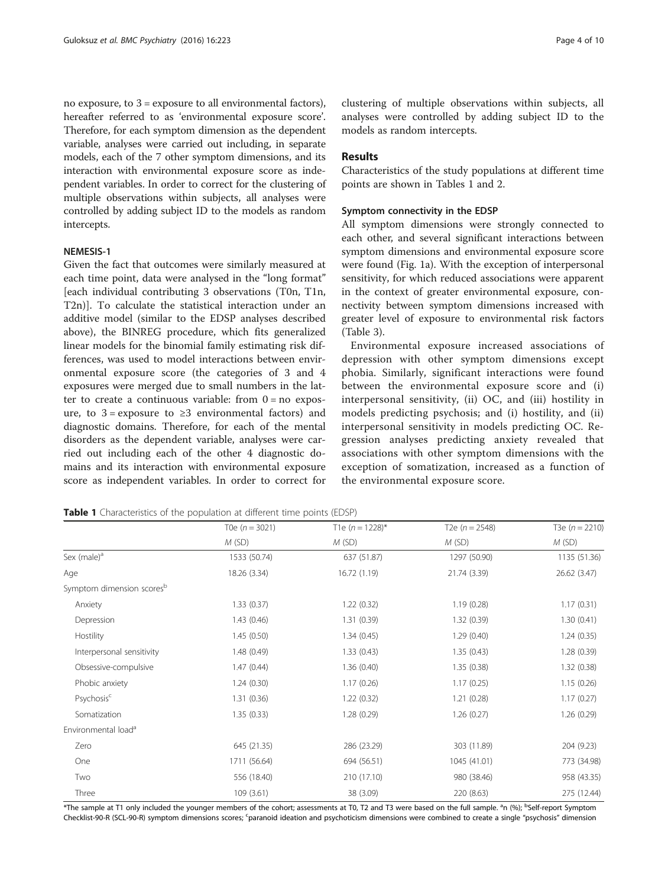no exposure, to 3 = exposure to all environmental factors), hereafter referred to as 'environmental exposure score'. Therefore, for each symptom dimension as the dependent variable, analyses were carried out including, in separate models, each of the 7 other symptom dimensions, and its interaction with environmental exposure score as independent variables. In order to correct for the clustering of multiple observations within subjects, all analyses were controlled by adding subject ID to the models as random intercepts.

### NEMESIS-1

Given the fact that outcomes were similarly measured at each time point, data were analysed in the "long format" [each individual contributing 3 observations (T0n, T1n, T2n)]. To calculate the statistical interaction under an additive model (similar to the EDSP analyses described above), the BINREG procedure, which fits generalized linear models for the binomial family estimating risk differences, was used to model interactions between environmental exposure score (the categories of 3 and 4 exposures were merged due to small numbers in the latter to create a continuous variable: from 0 = no exposure, to 3 = exposure to ≥3 environmental factors) and diagnostic domains. Therefore, for each of the mental disorders as the dependent variable, analyses were carried out including each of the other 4 diagnostic domains and its interaction with environmental exposure score as independent variables. In order to correct for clustering of multiple observations within subjects, all analyses were controlled by adding subject ID to the models as random intercepts.

## Results

Characteristics of the study populations at different time points are shown in Tables 1 and 2.

### Symptom connectivity in the EDSP

All symptom dimensions were strongly connected to each other, and several significant interactions between symptom dimensions and environmental exposure score were found (Fig. 1a). With the exception of interpersonal sensitivity, for which reduced associations were apparent in the context of greater environmental exposure, connectivity between symptom dimensions increased with greater level of exposure to environmental risk factors (Table 3).

Environmental exposure increased associations of depression with other symptom dimensions except phobia. Similarly, significant interactions were found between the environmental exposure score and (i) interpersonal sensitivity, (ii) OC, and (iii) hostility in models predicting psychosis; and (i) hostility, and (ii) interpersonal sensitivity in models predicting OC. Regression analyses predicting anxiety revealed that associations with other symptom dimensions with the exception of somatization, increased as a function of the environmental exposure score.

**Table 1** Characteristics of the population at different time points (EDSP)

| | T0e ($n = 3021$) | T1e ($n = 1228$)* | T2e ($n = 2548$) | T3e ($n = 2210$) |
|---|---|---|---|---|
| | $M$ (SD) | $M$ (SD) | $M$ (SD) | $M$ (SD) |
| Sex (male)[a] | 1533 (50.74) | 637 (51.87) | 1297 (50.90) | 1135 (51.36) |
| Age | 18.26 (3.34) | 16.72 (1.19) | 21.74 (3.39) | 26.62 (3.47) |
| Symptom dimension scores[b] | | | | |
| Anxiety | 1.33 (0.37) | 1.22 (0.32) | 1.19 (0.28) | 1.17 (0.31) |
| Depression | 1.43 (0.46) | 1.31 (0.39) | 1.32 (0.39) | 1.30 (0.41) |
| Hostility | 1.45 (0.50) | 1.34 (0.45) | 1.29 (0.40) | 1.24 (0.35) |
| Interpersonal sensitivity | 1.48 (0.49) | 1.33 (0.43) | 1.35 (0.43) | 1.28 (0.39) |
| Obsessive-compulsive | 1.47 (0.44) | 1.36 (0.40) | 1.35 (0.38) | 1.32 (0.38) |
| Phobic anxiety | 1.24 (0.30) | 1.17 (0.26) | 1.17 (0.25) | 1.15 (0.26) |
| Psychosis[c] | 1.31 (0.36) | 1.22 (0.32) | 1.21 (0.28) | 1.17 (0.27) |
| Somatization | 1.35 (0.33) | 1.28 (0.29) | 1.26 (0.27) | 1.26 (0.29) |
| Environmental load[a] | | | | |
| Zero | 645 (21.35) | 286 (23.29) | 303 (11.89) | 204 (9.23) |
| One | 1711 (56.64) | 694 (56.51) | 1045 (41.01) | 773 (34.98) |
| Two | 556 (18.40) | 210 (17.10) | 980 (38.46) | 958 (43.35) |
| Three | 109 (3.61) | 38 (3.09) | 220 (8.63) | 275 (12.44) |

*The sample at T1 only included the younger members of the cohort; assessments at T0, T2 and T3 were based on the full sample. [a]n (%); [b]Self-report Symptom Checklist-90-R (SCL-90-R) symptom dimensions scores; [c]paranoid ideation and psychoticism dimensions were combined to create a single "psychosis" dimension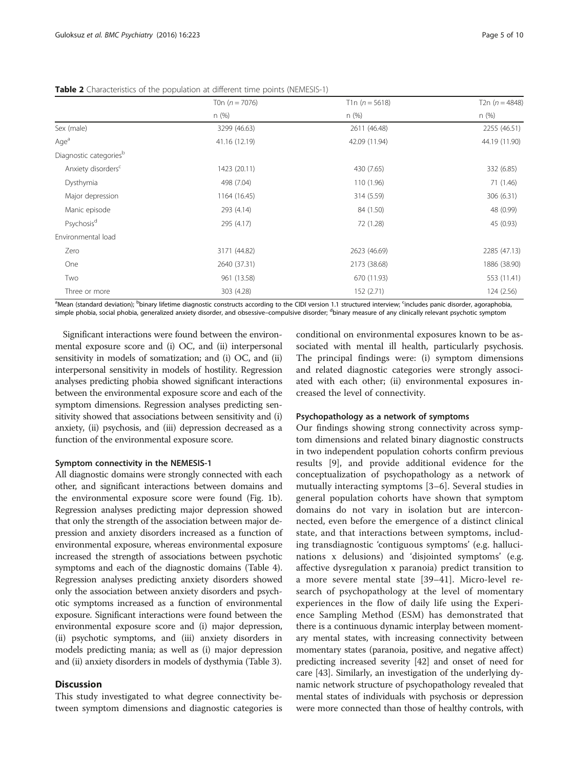**Table 2** Characteristics of the population at different time points (NEMESIS-1)

| | T0n ($n = 7076$) | T1n ($n = 5618$) | T2n ($n = 4848$) |
|---|---|---|---|
| | n (%) | n (%) | n (%) |
| Sex (male) | 3299 (46.63) | 2611 (46.48) | 2255 (46.51) |
| Age[a] | 41.16 (12.19) | 42.09 (11.94) | 44.19 (11.90) |
| Diagnostic categories[b] | | | |
| Anxiety disorders[c] | 1423 (20.11) | 430 (7.65) | 332 (6.85) |
| Dysthymia | 498 (7.04) | 110 (1.96) | 71 (1.46) |
| Major depression | 1164 (16.45) | 314 (5.59) | 306 (6.31) |
| Manic episode | 293 (4.14) | 84 (1.50) | 48 (0.99) |
| Psychosis[d] | 295 (4.17) | 72 (1.28) | 45 (0.93) |
| Environmental load | | | |
| Zero | 3171 (44.82) | 2623 (46.69) | 2285 (47.13) |
| One | 2640 (37.31) | 2173 (38.68) | 1886 (38.90) |
| Two | 961 (13.58) | 670 (11.93) | 553 (11.41) |
| Three or more | 303 (4.28) | 152 (2.71) | 124 (2.56) |

[a]Mean (standard deviation); [b]binary lifetime diagnostic constructs according to the CIDI version 1.1 structured interview; [c]includes panic disorder, agoraphobia, simple phobia, social phobia, generalized anxiety disorder, and obsessive–compulsive disorder; [d]binary measure of any clinically relevant psychotic symptom

Significant interactions were found between the environmental exposure score and (i) OC, and (ii) interpersonal sensitivity in models of somatization; and (i) OC, and (ii) interpersonal sensitivity in models of hostility. Regression analyses predicting phobia showed significant interactions between the environmental exposure score and each of the symptom dimensions. Regression analyses predicting sensitivity showed that associations between sensitivity and (i) anxiety, (ii) psychosis, and (iii) depression decreased as a function of the environmental exposure score.

#### Symptom connectivity in the NEMESIS-1

All diagnostic domains were strongly connected with each other, and significant interactions between domains and the environmental exposure score were found (Fig. 1b). Regression analyses predicting major depression showed that only the strength of the association between major depression and anxiety disorders increased as a function of environmental exposure, whereas environmental exposure increased the strength of associations between psychotic symptoms and each of the diagnostic domains (Table 4). Regression analyses predicting anxiety disorders showed only the association between anxiety disorders and psychotic symptoms increased as a function of environmental exposure. Significant interactions were found between the environmental exposure score and (i) major depression, (ii) psychotic symptoms, and (iii) anxiety disorders in models predicting mania; as well as (i) major depression and (ii) anxiety disorders in models of dysthymia (Table 3).

## Discussion

This study investigated to what degree connectivity between symptom dimensions and diagnostic categories is conditional on environmental exposures known to be associated with mental ill health, particularly psychosis. The principal findings were: (i) symptom dimensions and related diagnostic categories were strongly associated with each other; (ii) environmental exposures increased the level of connectivity.

#### Psychopathology as a network of symptoms

Our findings showing strong connectivity across symptom dimensions and related binary diagnostic constructs in two independent population cohorts confirm previous results [9], and provide additional evidence for the conceptualization of psychopathology as a network of mutually interacting symptoms [3–6]. Several studies in general population cohorts have shown that symptom domains do not vary in isolation but are interconnected, even before the emergence of a distinct clinical state, and that interactions between symptoms, including transdiagnostic 'contiguous symptoms' (e.g. hallucinations x delusions) and 'disjointed symptoms' (e.g. affective dysregulation x paranoia) predict transition to a more severe mental state [39–41]. Micro-level research of psychopathology at the level of momentary experiences in the flow of daily life using the Experience Sampling Method (ESM) has demonstrated that there is a continuous dynamic interplay between momentary mental states, with increasing connectivity between momentary states (paranoia, positive, and negative affect) predicting increased severity [42] and onset of need for care [43]. Similarly, an investigation of the underlying dynamic network structure of psychopathology revealed that mental states of individuals with psychosis or depression were more connected than those of healthy controls, with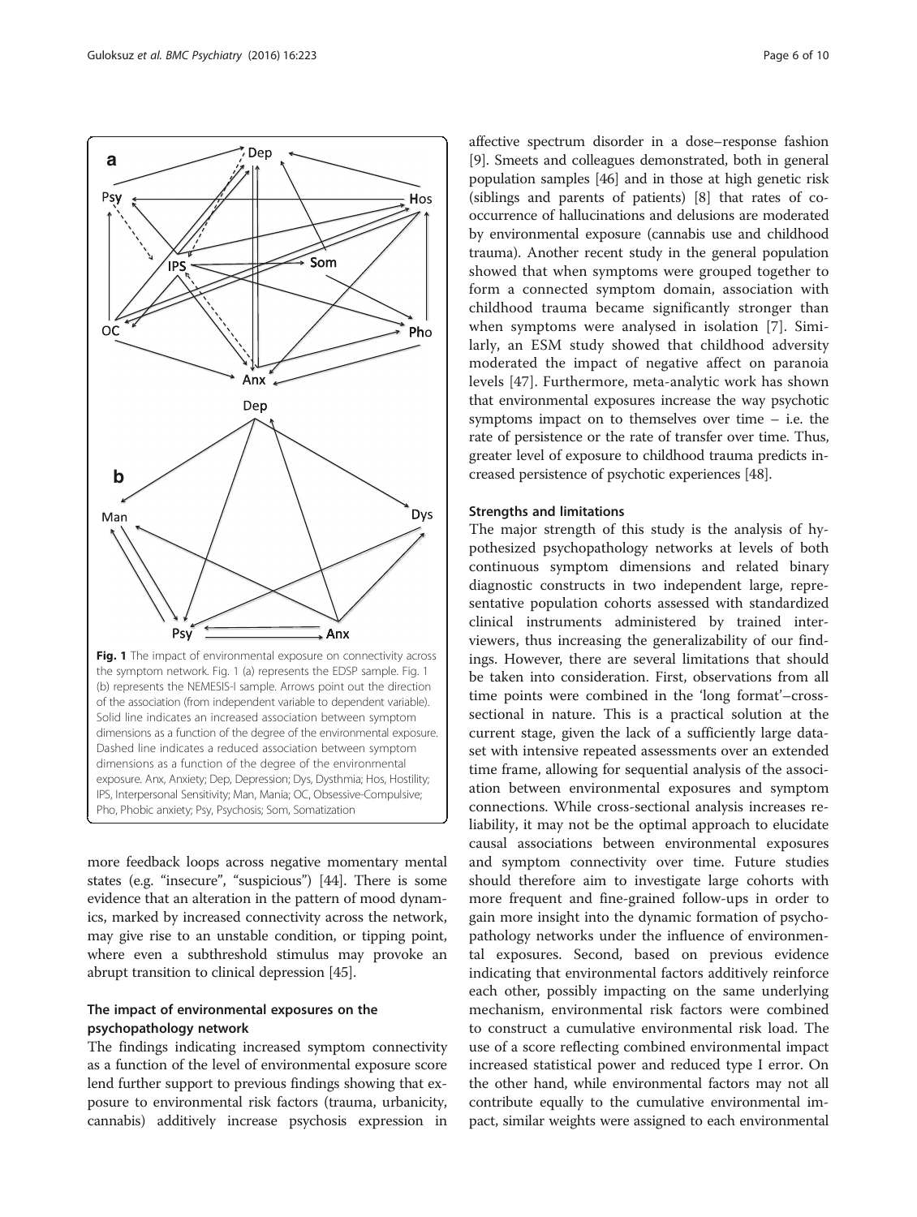a

Dep

Psy

Hos

IPS

Som

OC

Pho

Anx

Dep

b

Man

Dys

Psy

Anx

**Fig. 1** The impact of environmental exposure on connectivity across the symptom network. Fig. 1 (a) represents the EDSP sample. Fig. 1 (b) represents the NEMESIS-I sample. Arrows point out the direction of the association (from independent variable to dependent variable). Solid line indicates an increased association between symptom dimensions as a function of the degree of the environmental exposure. Dashed line indicates a reduced association between symptom dimensions as a function of the degree of the environmental exposure. Anx, Anxiety; Dep, Depression; Dys, Dysthmia; Hos, Hostility; IPS, Interpersonal Sensitivity; Man, Mania; OC, Obsessive-Compulsive; Pho, Phobic anxiety; Psy, Psychosis; Som, Somatization

more feedback loops across negative momentary mental states (e.g. "insecure", "suspicious") [44]. There is some evidence that an alteration in the pattern of mood dynamics, marked by increased connectivity across the network, may give rise to an unstable condition, or tipping point, where even a subthreshold stimulus may provoke an abrupt transition to clinical depression [45].

### The impact of environmental exposures on the psychopathology network

The findings indicating increased symptom connectivity as a function of the level of environmental exposure score lend further support to previous findings showing that exposure to environmental risk factors (trauma, urbanicity, cannabis) additively increase psychosis expression in affective spectrum disorder in a dose–response fashion [9]. Smeets and colleagues demonstrated, both in general population samples [46] and in those at high genetic risk (siblings and parents of patients) [8] that rates of co-occurrence of hallucinations and delusions are moderated by environmental exposure (cannabis use and childhood trauma). Another recent study in the general population showed that when symptoms were grouped together to form a connected symptom domain, association with childhood trauma became significantly stronger than when symptoms were analysed in isolation [7]. Similarly, an ESM study showed that childhood adversity moderated the impact of negative affect on paranoia levels [47]. Furthermore, meta-analytic work has shown that environmental exposures increase the way psychotic symptoms impact on to themselves over time – i.e. the rate of persistence or the rate of transfer over time. Thus, greater level of exposure to childhood trauma predicts increased persistence of psychotic experiences [48].

### Strengths and limitations

The major strength of this study is the analysis of hypothesized psychopathology networks at levels of both continuous symptom dimensions and related binary diagnostic constructs in two independent large, representative population cohorts assessed with standardized clinical instruments administered by trained interviewers, thus increasing the generalizability of our findings. However, there are several limitations that should be taken into consideration. First, observations from all time points were combined in the 'long format'–cross-sectional in nature. This is a practical solution at the current stage, given the lack of a sufficiently large dataset with intensive repeated assessments over an extended time frame, allowing for sequential analysis of the association between environmental exposures and symptom connections. While cross-sectional analysis increases reliability, it may not be the optimal approach to elucidate causal associations between environmental exposures and symptom connectivity over time. Future studies should therefore aim to investigate large cohorts with more frequent and fine-grained follow-ups in order to gain more insight into the dynamic formation of psychopathology networks under the influence of environmental exposures. Second, based on previous evidence indicating that environmental factors additively reinforce each other, possibly impacting on the same underlying mechanism, environmental risk factors were combined to construct a cumulative environmental risk load. The use of a score reflecting combined environmental impact increased statistical power and reduced type I error. On the other hand, while environmental factors may not all contribute equally to the cumulative environmental impact, similar weights were assigned to each environmental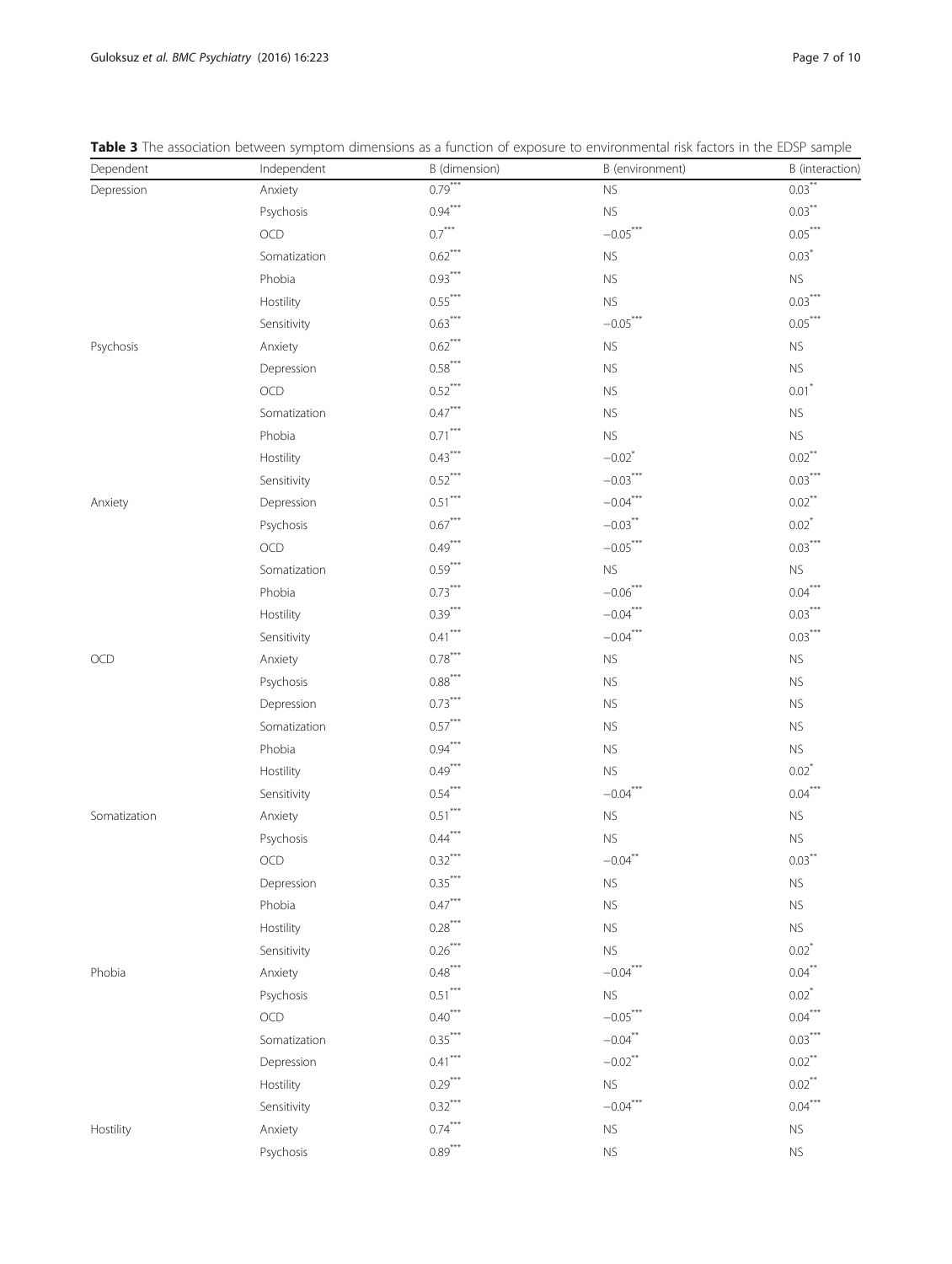**Table 3** The association between symptom dimensions as a function of exposure to environmental risk factors in the EDSP sample

| Dependent | Independent | B (dimension) | B (environment) | B (interaction) |
|---|---|---|---|---|
| Depression | Anxiety | 0.79*** | NS | 0.03** |
| | Psychosis | 0.94*** | NS | 0.03** |
| | OCD | 0.7*** | −0.05*** | 0.05*** |
| | Somatization | 0.62*** | NS | 0.03* |
| | Phobia | 0.93*** | NS | NS |
| | Hostility | 0.55*** | NS | 0.03*** |
| | Sensitivity | 0.63*** | −0.05*** | 0.05*** |
| Psychosis | Anxiety | 0.62*** | NS | NS |
| | Depression | 0.58*** | NS | NS |
| | OCD | 0.52*** | NS | 0.01* |
| | Somatization | 0.47*** | NS | NS |
| | Phobia | 0.71*** | NS | NS |
| | Hostility | 0.43*** | −0.02* | 0.02** |
| | Sensitivity | 0.52*** | −0.03*** | 0.03*** |
| Anxiety | Depression | 0.51*** | −0.04*** | 0.02** |
| | Psychosis | 0.67*** | −0.03** | 0.02* |
| | OCD | 0.49*** | −0.05*** | 0.03*** |
| | Somatization | 0.59*** | NS | NS |
| | Phobia | 0.73*** | −0.06*** | 0.04*** |
| | Hostility | 0.39*** | −0.04*** | 0.03*** |
| | Sensitivity | 0.41*** | −0.04*** | 0.03*** |
| OCD | Anxiety | 0.78*** | NS | NS |
| | Psychosis | 0.88*** | NS | NS |
| | Depression | 0.73*** | NS | NS |
| | Somatization | 0.57*** | NS | NS |
| | Phobia | 0.94*** | NS | NS |
| | Hostility | 0.49*** | NS | 0.02* |
| | Sensitivity | 0.54*** | −0.04*** | 0.04*** |
| Somatization | Anxiety | 0.51*** | NS | NS |
| | Psychosis | 0.44*** | NS | NS |
| | OCD | 0.32*** | −0.04** | 0.03** |
| | Depression | 0.35*** | NS | NS |
| | Phobia | 0.47*** | NS | NS |
| | Hostility | 0.28*** | NS | NS |
| | Sensitivity | 0.26*** | NS | 0.02* |
| Phobia | Anxiety | 0.48*** | −0.04*** | 0.04** |
| | Psychosis | 0.51*** | NS | 0.02* |
| | OCD | 0.40*** | −0.05*** | 0.04*** |
| | Somatization | 0.35*** | −0.04** | 0.03*** |
| | Depression | 0.41*** | −0.02** | 0.02** |
| | Hostility | 0.29*** | NS | 0.02** |
| | Sensitivity | 0.32*** | −0.04*** | 0.04*** |
| Hostility | Anxiety | 0.74*** | NS | NS |
| | Psychosis | 0.89*** | NS | NS |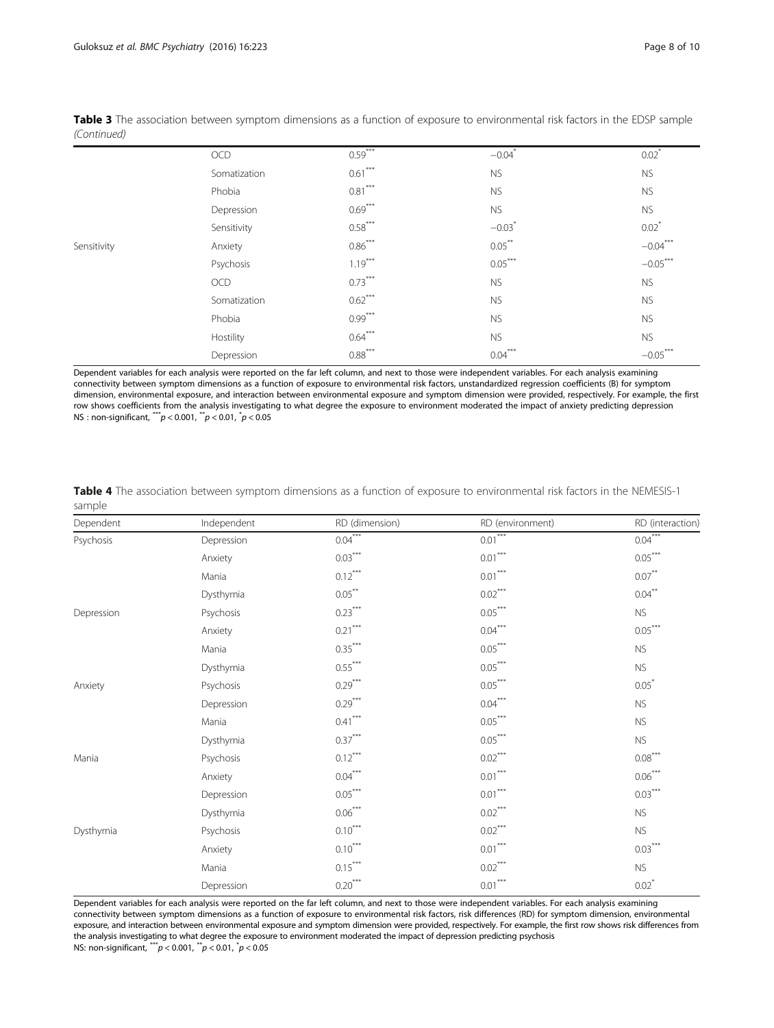**Table 3** The association between symptom dimensions as a function of exposure to environmental risk factors in the EDSP sample *(Continued)*

| | | | | |
|---|---|---|---|---|
| | OCD | 0.59*** | −0.04* | 0.02* |
| | Somatization | 0.61*** | NS | NS |
| | Phobia | 0.81*** | NS | NS |
| | Depression | 0.69*** | NS | NS |
| | Sensitivity | 0.58*** | −0.03* | 0.02* |
| Sensitivity | Anxiety | 0.86*** | 0.05** | −0.04*** |
| | Psychosis | 1.19*** | 0.05*** | −0.05*** |
| | OCD | 0.73*** | NS | NS |
| | Somatization | 0.62*** | NS | NS |
| | Phobia | 0.99*** | NS | NS |
| | Hostility | 0.64*** | NS | NS |
| | Depression | 0.88*** | 0.04*** | −0.05*** |

Dependent variables for each analysis were reported on the far left column, and next to those were independent variables. For each analysis examining connectivity between symptom dimensions as a function of exposure to environmental risk factors, unstandardized regression coefficients (B) for symptom dimension, environmental exposure, and interaction between environmental exposure and symptom dimension were provided, respectively. For example, the first row shows coefficients from the analysis investigating to what degree the exposure to environment moderated the impact of anxiety predicting depression
NS : non-significant, *** $p < 0.001$, ** $p < 0.01$, * $p < 0.05$

**Table 4** The association between symptom dimensions as a function of exposure to environmental risk factors in the NEMESIS-1 sample

| Dependent | Independent | RD (dimension) | RD (environment) | RD (interaction) |
|---|---|---|---|---|
| Psychosis | Depression | 0.04*** | 0.01*** | 0.04*** |
| | Anxiety | 0.03*** | 0.01*** | 0.05*** |
| | Mania | 0.12*** | 0.01*** | 0.07** |
| | Dysthymia | 0.05** | 0.02*** | 0.04** |
| Depression | Psychosis | 0.23*** | 0.05*** | NS |
| | Anxiety | 0.21*** | 0.04*** | 0.05*** |
| | Mania | 0.35*** | 0.05*** | NS |
| | Dysthymia | 0.55*** | 0.05*** | NS |
| Anxiety | Psychosis | 0.29*** | 0.05*** | 0.05* |
| | Depression | 0.29*** | 0.04*** | NS |
| | Mania | 0.41*** | 0.05*** | NS |
| | Dysthymia | 0.37*** | 0.05*** | NS |
| Mania | Psychosis | 0.12*** | 0.02*** | 0.08*** |
| | Anxiety | 0.04*** | 0.01*** | 0.06*** |
| | Depression | 0.05*** | 0.01*** | 0.03*** |
| | Dysthymia | 0.06*** | 0.02*** | NS |
| Dysthymia | Psychosis | 0.10*** | 0.02*** | NS |
| | Anxiety | 0.10*** | 0.01*** | 0.03*** |
| | Mania | 0.15*** | 0.02*** | NS |
| | Depression | 0.20*** | 0.01*** | 0.02* |

Dependent variables for each analysis were reported on the far left column, and next to those were independent variables. For each analysis examining connectivity between symptom dimensions as a function of exposure to environmental risk factors, risk differences (RD) for symptom dimension, environmental exposure, and interaction between environmental exposure and symptom dimension were provided, respectively. For example, the first row shows risk differences from the analysis investigating to what degree the exposure to environment moderated the impact of depression predicting psychosis
NS: non-significant, *** $p < 0.001$, ** $p < 0.01$, * $p < 0.05$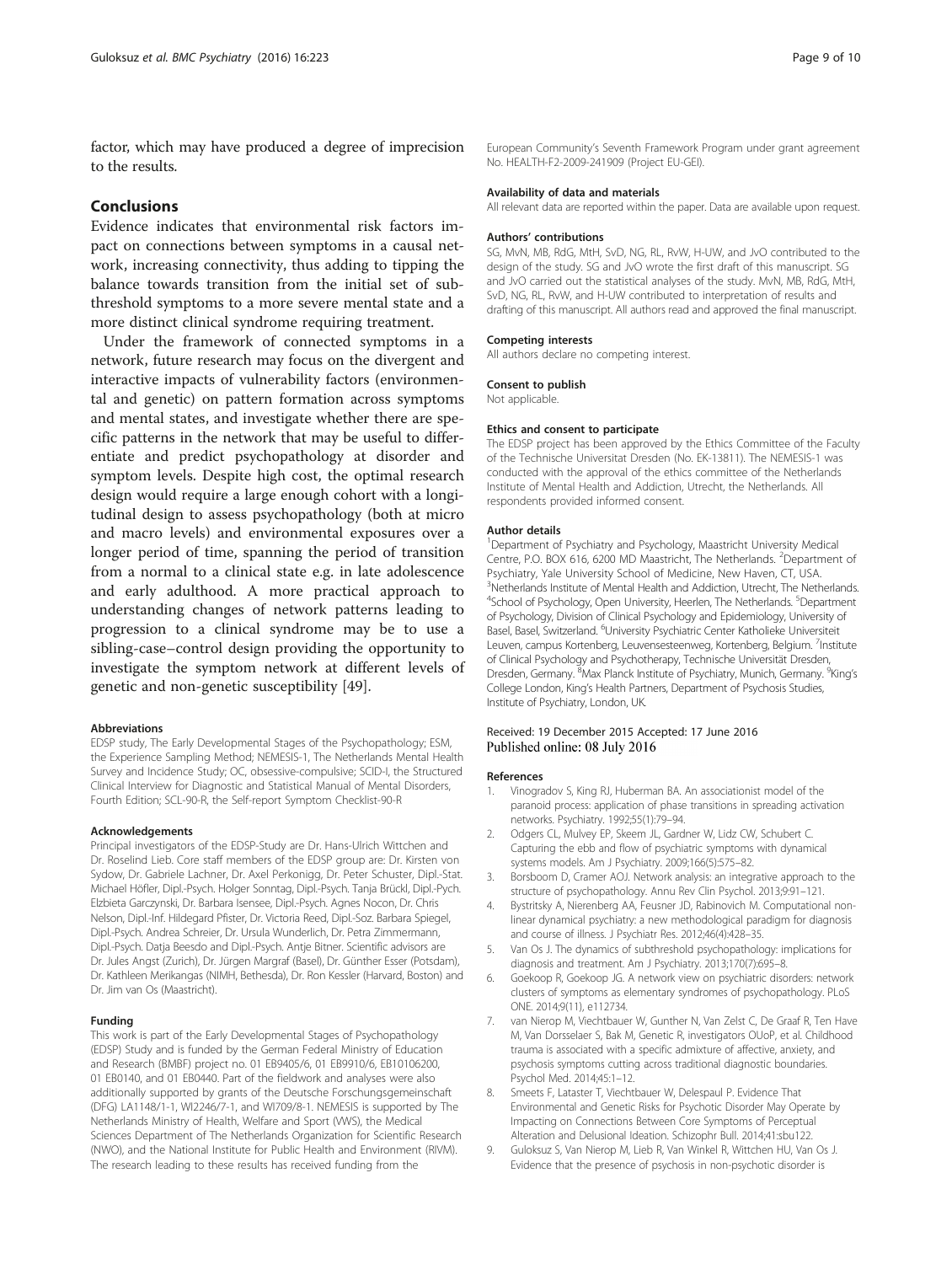factor, which may have produced a degree of imprecision to the results.

## Conclusions

Evidence indicates that environmental risk factors impact on connections between symptoms in a causal network, increasing connectivity, thus adding to tipping the balance towards transition from the initial set of subthreshold symptoms to a more severe mental state and a more distinct clinical syndrome requiring treatment.

Under the framework of connected symptoms in a network, future research may focus on the divergent and interactive impacts of vulnerability factors (environmental and genetic) on pattern formation across symptoms and mental states, and investigate whether there are specific patterns in the network that may be useful to differentiate and predict psychopathology at disorder and symptom levels. Despite high cost, the optimal research design would require a large enough cohort with a longitudinal design to assess psychopathology (both at micro and macro levels) and environmental exposures over a longer period of time, spanning the period of transition from a normal to a clinical state e.g. in late adolescence and early adulthood. A more practical approach to understanding changes of network patterns leading to progression to a clinical syndrome may be to use a sibling-case–control design providing the opportunity to investigate the symptom network at different levels of genetic and non-genetic susceptibility [49].

#### Abbreviations

EDSP study, The Early Developmental Stages of the Psychopathology; ESM, the Experience Sampling Method; NEMESIS-1, The Netherlands Mental Health Survey and Incidence Study; OC, obsessive-compulsive; SCID-I, the Structured Clinical Interview for Diagnostic and Statistical Manual of Mental Disorders, Fourth Edition; SCL-90-R, the Self-report Symptom Checklist-90-R

#### Acknowledgements

Principal investigators of the EDSP-Study are Dr. Hans-Ulrich Wittchen and Dr. Roselind Lieb. Core staff members of the EDSP group are: Dr. Kirsten von Sydow, Dr. Gabriele Lachner, Dr. Axel Perkonigg, Dr. Peter Schuster, Dipl.-Stat. Michael Höfler, Dipl.-Psych. Holger Sonntag, Dipl.-Psych. Tanja Brückl, Dipl.-Psych. Elzbieta Garczynski, Dr. Barbara Isensee, Dipl.-Psych. Agnes Nocon, Dr. Chris Nelson, Dipl.-Inf. Hildegard Pfister, Dr. Victoria Reed, Dipl.-Soz. Barbara Spiegel, Dipl.-Psych. Andrea Schreier, Dr. Ursula Wunderlich, Dr. Petra Zimmermann, Dipl.-Psych. Datja Beesdo and Dipl.-Psych. Antje Bitner. Scientific advisors are Dr. Jules Angst (Zurich), Dr. Jürgen Margraf (Basel), Dr. Günther Esser (Potsdam), Dr. Kathleen Merikangas (NIMH, Bethesda), Dr. Ron Kessler (Harvard, Boston) and Dr. Jim van Os (Maastricht).

#### Funding

This work is part of the Early Developmental Stages of Psychopathology (EDSP) Study and is funded by the German Federal Ministry of Education and Research (BMBF) project no. 01 EB9405/6, 01 EB9910/6, EB10106200, 01 EB0140, and 01 EB0440. Part of the fieldwork and analyses were also additionally supported by grants of the Deutsche Forschungsgemeinschaft (DFG) LA1148/1-1, WI2246/7-1, and WI709/8-1. NEMESIS is supported by The Netherlands Ministry of Health, Welfare and Sport (VWS), the Medical Sciences Department of The Netherlands Organization for Scientific Research (NWO), and the National Institute for Public Health and Environment (RIVM). The research leading to these results has received funding from the European Community's Seventh Framework Program under grant agreement No. HEALTH-F2-2009-241909 (Project EU-GEI).

#### Availability of data and materials

All relevant data are reported within the paper. Data are available upon request.

#### Authors' contributions

SG, MvN, MB, RdG, MtH, SvD, NG, RL, RvW, H-UW, and JvO contributed to the design of the study. SG and JvO wrote the first draft of this manuscript. SG and JvO carried out the statistical analyses of the study. MvN, MB, RdG, MtH, SvD, NG, RL, RvW, and H-UW contributed to interpretation of results and drafting of this manuscript. All authors read and approved the final manuscript.

#### Competing interests

All authors declare no competing interest.

#### Consent to publish

Not applicable.

#### Ethics and consent to participate

The EDSP project has been approved by the Ethics Committee of the Faculty of the Technische Universitat Dresden (No. EK-13811). The NEMESIS-1 was conducted with the approval of the ethics committee of the Netherlands Institute of Mental Health and Addiction, Utrecht, the Netherlands. All respondents provided informed consent.

#### Author details

[1]Department of Psychiatry and Psychology, Maastricht University Medical Centre, P.O. BOX 616, 6200 MD Maastricht, The Netherlands. [2]Department of Psychiatry, Yale University School of Medicine, New Haven, CT, USA. [3]Netherlands Institute of Mental Health and Addiction, Utrecht, The Netherlands. [4]School of Psychology, Open University, Heerlen, The Netherlands. [5]Department of Psychology, Division of Clinical Psychology and Epidemiology, University of Basel, Basel, Switzerland. [6]University Psychiatric Center Katholieke Universiteit Leuven, campus Kortenberg, Leuvensesteenweg, Kortenberg, Belgium. [7]Institute of Clinical Psychology and Psychotherapy, Technische Universität Dresden, Dresden, Germany. [8]Max Planck Institute of Psychiatry, Munich, Germany. [9]King's College London, King's Health Partners, Department of Psychosis Studies, Institute of Psychiatry, London, UK.

Received: 19 December 2015 Accepted: 17 June 2016
Published online: 08 July 2016

#### References

1. Vinogradov S, King RJ, Huberman BA. An associationist model of the paranoid process: application of phase transitions in spreading activation networks. Psychiatry. 1992;55(1):79–94.
2. Odgers CL, Mulvey EP, Skeem JL, Gardner W, Lidz CW, Schubert C. Capturing the ebb and flow of psychiatric symptoms with dynamical systems models. Am J Psychiatry. 2009;166(5):575–82.
3. Borsboom D, Cramer AOJ. Network analysis: an integrative approach to the structure of psychopathology. Annu Rev Clin Psychol. 2013;9:91–121.
4. Bystritsky A, Nierenberg AA, Feusner JD, Rabinovich M. Computational non-linear dynamical psychiatry: a new methodological paradigm for diagnosis and course of illness. J Psychiatr Res. 2012;46(4):428–35.
5. Van Os J. The dynamics of subthreshold psychopathology: implications for diagnosis and treatment. Am J Psychiatry. 2013;170(7):695–8.
6. Goekoop R, Goekoop JG. A network view on psychiatric disorders: network clusters of symptoms as elementary syndromes of psychopathology. PLoS ONE. 2014;9(11), e112734.
7. van Nierop M, Viechtbauer W, Gunther N, Van Zelst C, De Graaf R, Ten Have M, Van Dorsselaer S, Bak M, Genetic R, investigators OUoP, et al. Childhood trauma is associated with a specific admixture of affective, anxiety, and psychosis symptoms cutting across traditional diagnostic boundaries. Psychol Med. 2014;45:1–12.
8. Smeets F, Lataster T, Viechtbauer W, Delespaul P. Evidence That Environmental and Genetic Risks for Psychotic Disorder May Operate by Impacting on Connections Between Core Symptoms of Perceptual Alteration and Delusional Ideation. Schizophr Bull. 2014;41:sbu122.
9. Guloksuz S, Van Nierop M, Lieb R, Van Winkel R, Wittchen HU, Van Os J. Evidence that the presence of psychosis in non-psychotic disorder is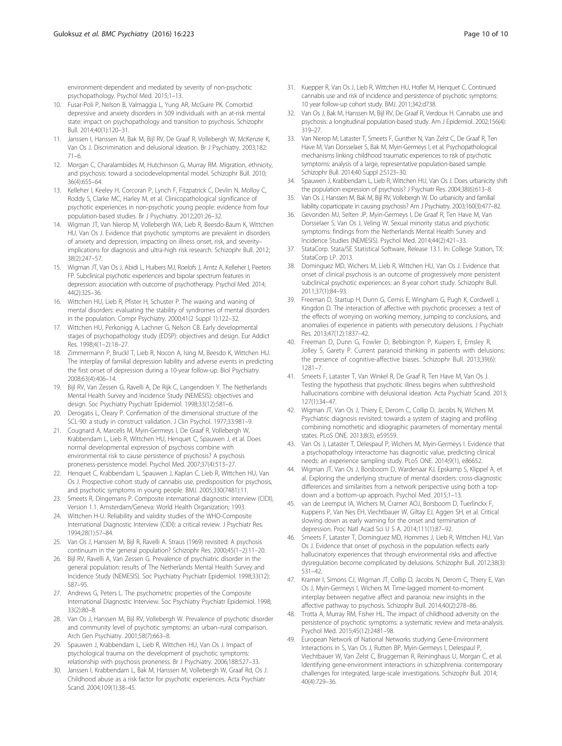environment-dependent and mediated by severity of non-psychotic psychopathology. Psychol Med. 2015;1–13.

10. Fusar-Poli P, Nelson B, Valmaggia L, Yung AR, McGuire PK. Comorbid depressive and anxiety disorders in 509 individuals with an at-risk mental state: impact on psychopathology and transition to psychosis. Schizophr Bull. 2014;40(1):120–31.
11. Janssen I, Hanssen M, Bak M, Bijl RV, De Graaf R, Vollebergh W, McKenzie K, Van Os J. Discrimination and delusional ideation. Br J Psychiatry. 2003;182: 71–6.
12. Morgan C, Charalambides M, Hutchinson G, Murray RM. Migration, ethnicity, and psychosis: toward a sociodevelopmental model. Schizophr Bull. 2010; 36(4):655–64.
13. Kelleher I, Keeley H, Corcoran P, Lynch F, Fitzpatrick C, Devlin N, Molloy C, Roddy S, Clarke MC, Harley M, et al. Clinicopathological significance of psychotic experiences in non-psychotic young people: evidence from four population-based studies. Br J Psychiatry. 2012;201:26–32.
14. Wigman JT, Van Nierop M, Vollebergh WA, Lieb R, Beesdo-Baum K, Wittchen HU, Van Os J. Evidence that psychotic symptoms are prevalent in disorders of anxiety and depression, impacting on illness onset, risk, and severity–implications for diagnosis and ultra-high risk research. Schizophr Bull. 2012; 38(2):247–57.
15. Wigman JT, Van Os J, Abidi L, Huibers MJ, Roelofs J, Arntz A, Kelleher I, Peeters FP. Subclinical psychotic experiences and bipolar spectrum features in depression: association with outcome of psychotherapy. Psychol Med. 2014; 44(2):325–36.
16. Wittchen HU, Lieb R, Pfister H, Schuster P. The waxing and waning of mental disorders: evaluating the stability of syndromes of mental disorders in the population. Compr Psychiatry. 2000;41(2 Suppl 1):122–32.
17. Wittchen HU, Perkonigg A, Lachner G, Nelson CB. Early developmental stages of psychopathology study (EDSP): objectives and design. Eur Addict Res. 1998;4(1–2):18–27.
18. Zimmermann P, Bruckl T, Lieb R, Nocon A, Ising M, Beesdo K, Wittchen HU. The interplay of familial depression liability and adverse events in predicting the first onset of depression during a 10-year follow-up. Biol Psychiatry. 2008;63(4):406–14.
19. Bijl RV, Van Zessen G, Ravelli A, De Rijk C, Langendoen Y. The Netherlands Mental Health Survey and Incidence Study (NEMESIS): objectives and design. Soc Psychiatry Psychiatr Epidemiol. 1998;33(12):581–6.
20. Derogatis L, Cleary P. Confirmation of the dimensional structure of the SCL-90: a study in construct validation. J Clin Psychol. 1977;33:981–9.
21. Cougnard A, Marcelis M, Myin-Germeys I, De Graaf R, Vollebergh W, Krabbendam L, Lieb R, Wittchen HU, Henquet C, Spauwen J, et al. Does normal developmental expression of psychosis combine with environmental risk to cause persistence of psychosis? A psychosis proneness-persistence model. Psychol Med. 2007;37(4):513–27.
22. Henquet C, Krabbendam L, Spauwen J, Kaplan C, Lieb R, Wittchen HU, Van Os J. Prospective cohort study of cannabis use, predisposition for psychosis, and psychotic symptoms in young people. BMJ. 2005;330(7481):11.
23. Smeets R, Dingemans P. Composite international diagnostic interview (CIDI), Version 1.1. Amsterdam/Geneva: World Health Organization; 1993.
24. Wittchen H-U. Reliability and validity studies of the WHO-Composite International Diagnostic Interview (CIDI): a critical review. J Psychiatr Res. 1994;28(1):57–84.
25. Van Os J, Hanssen M, Bijl R, Ravelli A. Straus (1969) revisited: A psychosis continuum in the general population? Schizophr Res. 2000;45(1–2):11–20.
26. Bijl RV, Ravelli A, Van Zessen G. Prevalence of psychiatric disorder in the general population: results of The Netherlands Mental Health Survey and Incidence Study (NEMESIS). Soc Psychiatry Psychiatr Epidemiol. 1998;33(12): 587–95.
27. Andrews G, Peters L. The psychometric properties of the Composite International Diagnostic Interview. Soc Psychiatry Psychiatr Epidemiol. 1998; 33(2):80–8.
28. Van Os J, Hanssen M, Bijl RV, Vollebergh W. Prevalence of psychotic disorder and community level of psychotic symptoms: an urban–rural comparison. Arch Gen Psychiatry. 2001;58(7):663–8.
29. Spauwen J, Krabbendam L, Lieb R, Wittchen HU, Van Os J. Impact of psychological trauma on the development of psychotic symptoms: relationship with psychosis proneness. Br J Psychiatry. 2006;188:527–33.
30. Janssen I, Krabbendam L, Bak M, Hanssen M, Vollebergh W, Graaf Rd, Os J. Childhood abuse as a risk factor for psychotic experiences. Acta Psychiatr Scand. 2004;109(1):38–45.
31. Kuepper R, Van Os J, Lieb R, Wittchen HU, Hofler M, Henquet C. Continued cannabis use and risk of incidence and persistence of psychotic symptoms: 10 year follow-up cohort study. BMJ. 2011;342:d738.
32. Van Os J, Bak M, Hanssen M, Bijl RV, De Graaf R, Verdoux H. Cannabis use and psychosis: a longitudinal population-based study. Am J Epidemiol. 2002;156(4): 319–27.
33. Van Nierop M, Lataster T, Smeets F, Gunther N, Van Zelst C, De Graaf R, Ten Have M, Van Dorsselaer S, Bak M, Myin-Germeys I, et al. Psychopathological mechanisms linking childhood traumatic experiences to risk of psychotic symptoms: analysis of a large, representative population-based sample. Schizophr Bull. 2014;40 Suppl 2:S123–30.
34. Spauwen J, Krabbendam L, Lieb R, Wittchen HU, Van Os J. Does urbanicity shift the population expression of psychosis? J Psychiatr Res. 2004;38(6):613–8.
35. Van Os J, Hanssen M, Bak M, Bijl RV, Vollebergh W. Do urbanicity and familial liability coparticipate in causing psychosis? Am J Psychiatry. 2003;160(3):477–82.
36. Gevonden MJ, Selten JP, Myin-Germeys I, De Graaf R, Ten Have M, Van Dorsselaer S, Van Os J, Veling W. Sexual minority status and psychotic symptoms: findings from the Netherlands Mental Health Survey and Incidence Studies (NEMESIS). Psychol Med. 2014;44(2):421–33.
37. StataCorp. Stata/SE Statistical Software, Release 13.1. In: College Station, TX: StataCorp LP. 2013.
38. Dominguez MD, Wichers M, Lieb R, Wittchen HU, Van Os J. Evidence that onset of clinical psychosis is an outcome of progressively more persistent subclinical psychotic experiences: an 8-year cohort study. Schizophr Bull. 2011;37(1):84–93.
39. Freeman D, Startup H, Dunn G, Cernis E, Wingham G, Pugh K, Cordwell J, Kingdon D. The interaction of affective with psychotic processes: a test of the effects of worrying on working memory, jumping to conclusions, and anomalies of experience in patients with persecutory delusions. J Psychiatr Res. 2013;47(12):1837–42.
40. Freeman D, Dunn G, Fowler D, Bebbington P, Kuipers E, Emsley R, Jolley S, Garety P. Current paranoid thinking in patients with delusions: the presence of cognitive-affective biases. Schizophr Bull. 2013;39(6): 1281–7.
41. Smeets F, Lataster T, Van Winkel R, De Graaf R, Ten Have M, Van Os J. Testing the hypothesis that psychotic illness begins when subthreshold hallucinations combine with delusional ideation. Acta Psychiatr Scand. 2013; 127(1):34–47.
42. Wigman JT, Van Os J, Thiery E, Derom C, Collip D, Jacobs N, Wichers M. Psychiatric diagnosis revisited: towards a system of staging and profiling combining nomothetic and idiographic parameters of momentary mental states. PLoS ONE. 2013;8(3), e59559.
43. Van Os J, Lataster T, Delespaul P, Wichers M, Myin-Germeys I. Evidence that a psychopathology interactome has diagnostic value, predicting clinical needs: an experience sampling study. PLoS ONE. 2014;9(1), e86652.
44. Wigman JT, Van Os J, Borsboom D, Wardenaar KJ, Epskamp S, Klippel A, et al. Exploring the underlying structure of mental disorders: cross-diagnostic differences and similarities from a network perspective using both a top-down and a bottom-up approach. Psychol Med. 2015;1–13.
45. van de Leemput IA, Wichers M, Cramer AOJ, Borsboom D, Tuerlinckx F, Kuppens P, Van Nes EH, Viechtbauer W, Giltay EJ, Aggen SH, et al. Critical slowing down as early warning for the onset and termination of depression. Proc Natl Acad Sci U S A. 2014;111(1):87–92.
46. Smeets F, Lataster T, Dominguez MD, Hommes J, Lieb R, Wittchen HU, Van Os J. Evidence that onset of psychosis in the population reflects early hallucinatory experiences that through environmental risks and affective dysregulation become complicated by delusions. Schizophr Bull. 2012;38(3): 531–42.
47. Kramer I, Simons CJ, Wigman JT, Collip D, Jacobs N, Derom C, Thiery E, Van Os J, Myin-Germeys I, Wichers M. Time-lagged moment-to-moment interplay between negative affect and paranoia: new insights in the affective pathway to psychosis. Schizophr Bull. 2014;40(2):278–86.
48. Trotta A, Murray RM, Fisher HL. The impact of childhood adversity on the persistence of psychotic symptoms: a systematic review and meta-analysis. Psychol Med. 2015;45(12):2481–98.
49. European Network of National Networks studying Gene-Environment Interactions in S, Van Os J, Rutten BP, Myin-Germeys I, Delespaul P, Viechtbauer W, Van Zelst C, Bruggeman R, Reininghaus U, Morgan C, et al. Identifying gene-environment interactions in schizophrenia: contemporary challenges for integrated, large-scale investigations. Schizophr Bull. 2014; 40(4):729–36.